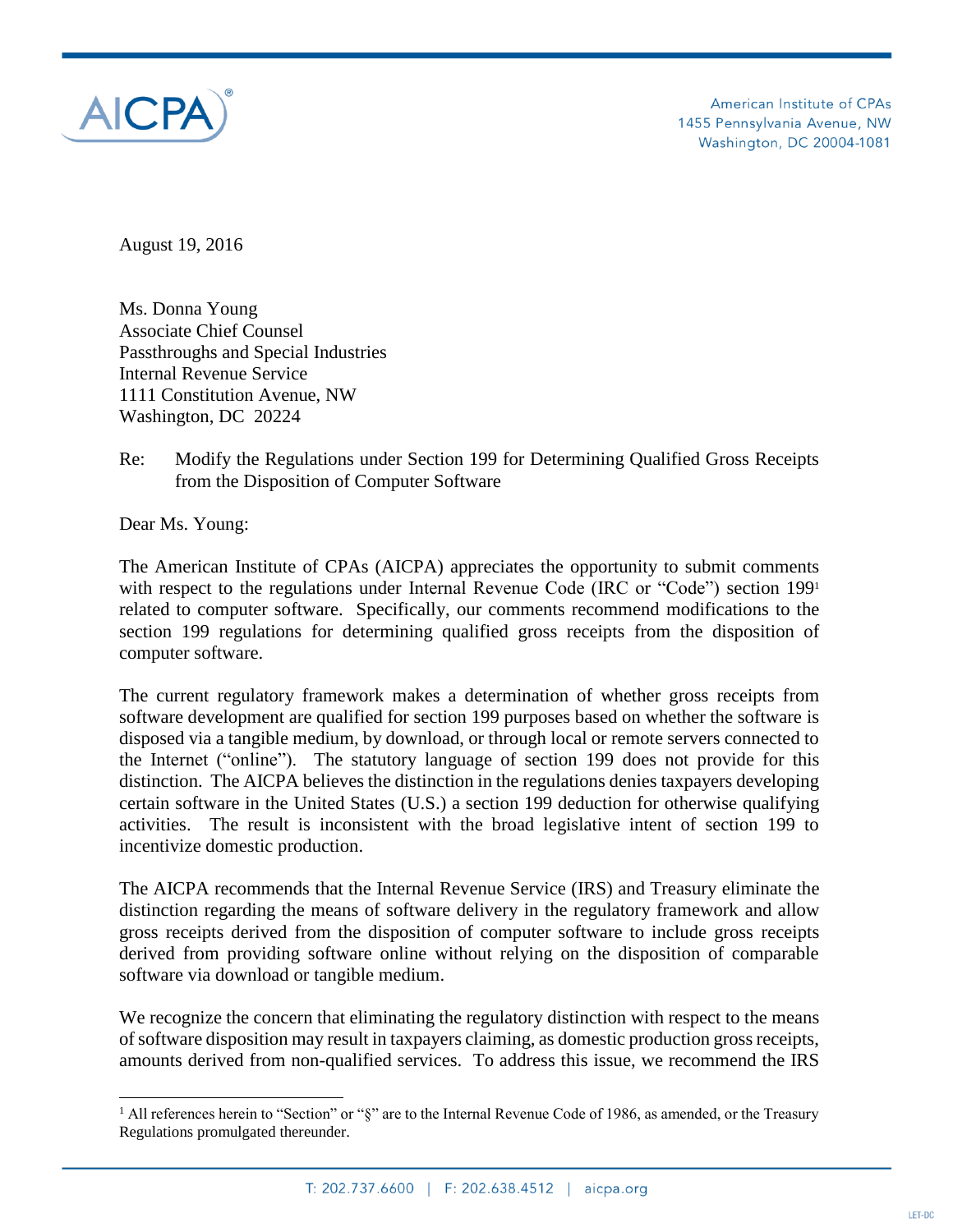AICPA®

American Institute of CPAs
1455 Pennsylvania Avenue, NW
Washington, DC 20004-1081

August 19, 2016

Ms. Donna Young
Associate Chief Counsel
Passthroughs and Special Industries
Internal Revenue Service
1111 Constitution Avenue, NW
Washington, DC 20224

Re: Modify the Regulations under Section 199 for Determining Qualified Gross Receipts from the Disposition of Computer Software

Dear Ms. Young:

The American Institute of CPAs (AICPA) appreciates the opportunity to submit comments with respect to the regulations under Internal Revenue Code (IRC or "Code") section 199[1] related to computer software. Specifically, our comments recommend modifications to the section 199 regulations for determining qualified gross receipts from the disposition of computer software.

The current regulatory framework makes a determination of whether gross receipts from software development are qualified for section 199 purposes based on whether the software is disposed via a tangible medium, by download, or through local or remote servers connected to the Internet ("online"). The statutory language of section 199 does not provide for this distinction. The AICPA believes the distinction in the regulations denies taxpayers developing certain software in the United States (U.S.) a section 199 deduction for otherwise qualifying activities. The result is inconsistent with the broad legislative intent of section 199 to incentivize domestic production.

The AICPA recommends that the Internal Revenue Service (IRS) and Treasury eliminate the distinction regarding the means of software delivery in the regulatory framework and allow gross receipts derived from the disposition of computer software to include gross receipts derived from providing software online without relying on the disposition of comparable software via download or tangible medium.

We recognize the concern that eliminating the regulatory distinction with respect to the means of software disposition may result in taxpayers claiming, as domestic production gross receipts, amounts derived from non-qualified services. To address this issue, we recommend the IRS

[1] All references herein to "Section" or "§" are to the Internal Revenue Code of 1986, as amended, or the Treasury Regulations promulgated thereunder.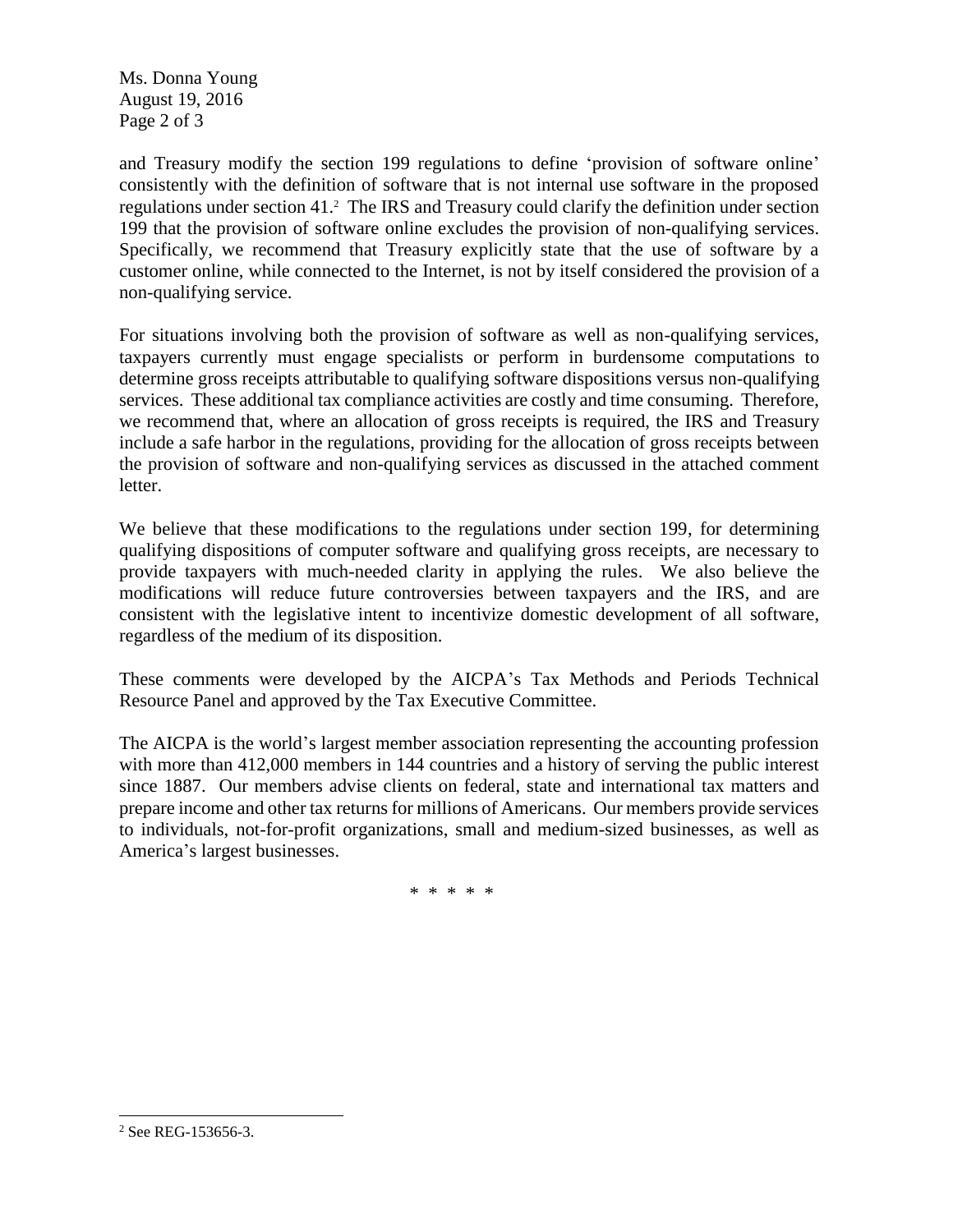and Treasury modify the section 199 regulations to define 'provision of software online' consistently with the definition of software that is not internal use software in the proposed regulations under section 41.[2] The IRS and Treasury could clarify the definition under section 199 that the provision of software online excludes the provision of non-qualifying services. Specifically, we recommend that Treasury explicitly state that the use of software by a customer online, while connected to the Internet, is not by itself considered the provision of a non-qualifying service.

For situations involving both the provision of software as well as non-qualifying services, taxpayers currently must engage specialists or perform in burdensome computations to determine gross receipts attributable to qualifying software dispositions versus non-qualifying services. These additional tax compliance activities are costly and time consuming. Therefore, we recommend that, where an allocation of gross receipts is required, the IRS and Treasury include a safe harbor in the regulations, providing for the allocation of gross receipts between the provision of software and non-qualifying services as discussed in the attached comment letter.

We believe that these modifications to the regulations under section 199, for determining qualifying dispositions of computer software and qualifying gross receipts, are necessary to provide taxpayers with much-needed clarity in applying the rules. We also believe the modifications will reduce future controversies between taxpayers and the IRS, and are consistent with the legislative intent to incentivize domestic development of all software, regardless of the medium of its disposition.

These comments were developed by the AICPA's Tax Methods and Periods Technical Resource Panel and approved by the Tax Executive Committee.

The AICPA is the world's largest member association representing the accounting profession with more than 412,000 members in 144 countries and a history of serving the public interest since 1887. Our members advise clients on federal, state and international tax matters and prepare income and other tax returns for millions of Americans. Our members provide services to individuals, not-for-profit organizations, small and medium-sized businesses, as well as America's largest businesses.

\* \* \* \* \*

[2] See REG-153656-3.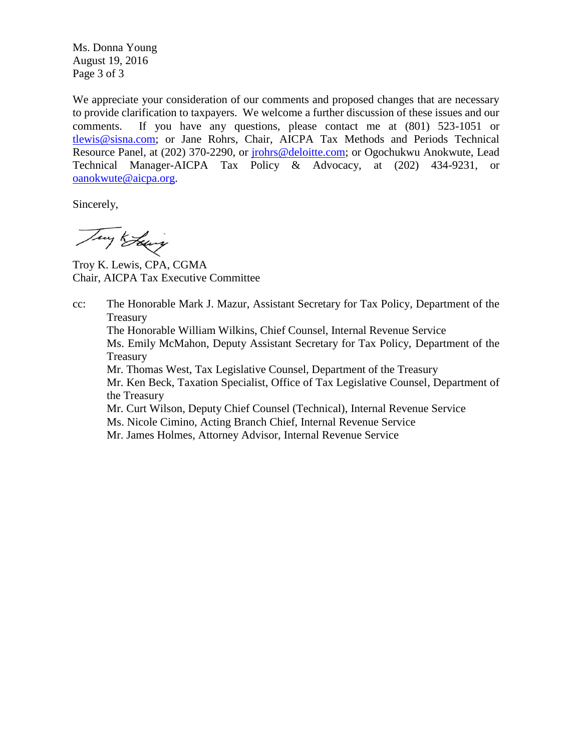Ms. Donna Young
August 19, 2016

We appreciate your consideration of our comments and proposed changes that are necessary to provide clarification to taxpayers. We welcome a further discussion of these issues and our comments. If you have any questions, please contact me at (801) 523-1051 or tlewis@sisna.com; or Jane Rohrs, Chair, AICPA Tax Methods and Periods Technical Resource Panel, at (202) 370-2290, or jrohrs@deloitte.com; or Ogochukwu Anokwute, Lead Technical Manager-AICPA Tax Policy & Advocacy, at (202) 434-9231, or oanokwute@aicpa.org.

Sincerely,

Troy K. Lewis, CPA, CGMA
Chair, AICPA Tax Executive Committee

cc: The Honorable Mark J. Mazur, Assistant Secretary for Tax Policy, Department of the Treasury
The Honorable William Wilkins, Chief Counsel, Internal Revenue Service
Ms. Emily McMahon, Deputy Assistant Secretary for Tax Policy, Department of the Treasury
Mr. Thomas West, Tax Legislative Counsel, Department of the Treasury
Mr. Ken Beck, Taxation Specialist, Office of Tax Legislative Counsel, Department of the Treasury
Mr. Curt Wilson, Deputy Chief Counsel (Technical), Internal Revenue Service
Ms. Nicole Cimino, Acting Branch Chief, Internal Revenue Service
Mr. James Holmes, Attorney Advisor, Internal Revenue Service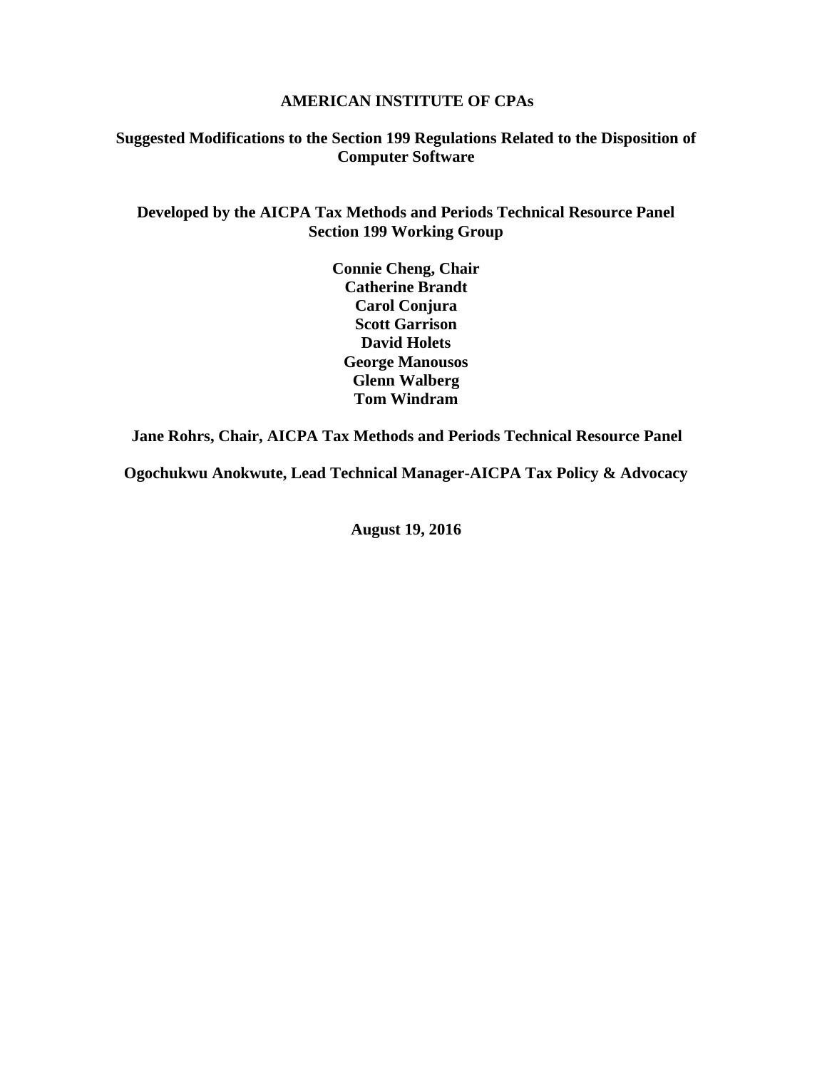**AMERICAN INSTITUTE OF CPAs**

**Suggested Modifications to the Section 199 Regulations Related to the Disposition of Computer Software**

**Developed by the AICPA Tax Methods and Periods Technical Resource Panel Section 199 Working Group**

**Connie Cheng, Chair**
**Catherine Brandt**
**Carol Conjura**
**Scott Garrison**
**David Holets**
**George Manousos**
**Glenn Walberg**
**Tom Windram**

**Jane Rohrs, Chair, AICPA Tax Methods and Periods Technical Resource Panel**

**Ogochukwu Anokwute, Lead Technical Manager-AICPA Tax Policy & Advocacy**

**August 19, 2016**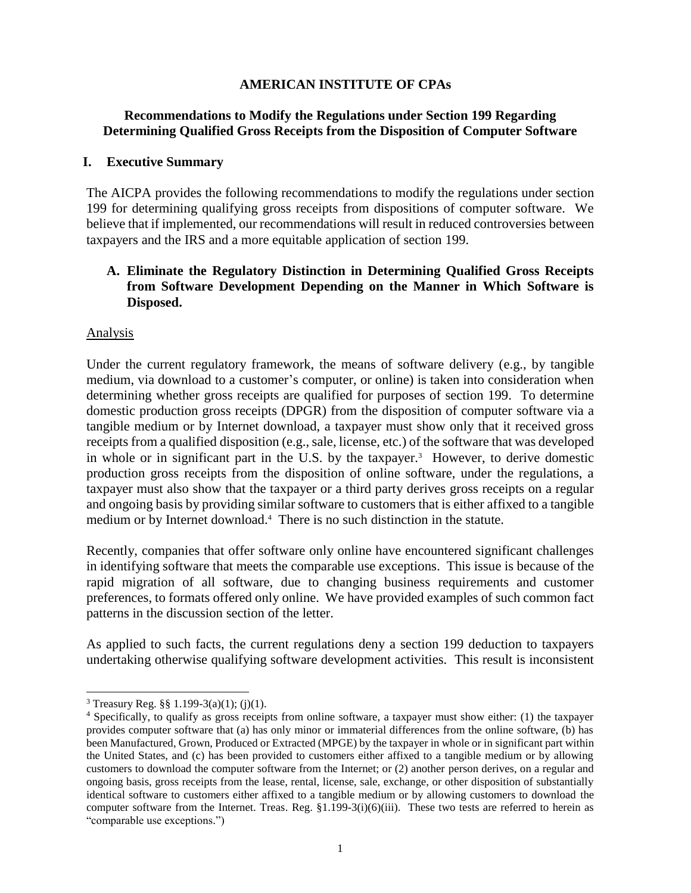**AMERICAN INSTITUTE OF CPAs**

**Recommendations to Modify the Regulations under Section 199 Regarding Determining Qualified Gross Receipts from the Disposition of Computer Software**

## I. Executive Summary

The AICPA provides the following recommendations to modify the regulations under section 199 for determining qualifying gross receipts from dispositions of computer software. We believe that if implemented, our recommendations will result in reduced controversies between taxpayers and the IRS and a more equitable application of section 199.

### A. Eliminate the Regulatory Distinction in Determining Qualified Gross Receipts from Software Development Depending on the Manner in Which Software is Disposed.

Analysis

Under the current regulatory framework, the means of software delivery (e.g., by tangible medium, via download to a customer's computer, or online) is taken into consideration when determining whether gross receipts are qualified for purposes of section 199. To determine domestic production gross receipts (DPGR) from the disposition of computer software via a tangible medium or by Internet download, a taxpayer must show only that it received gross receipts from a qualified disposition (e.g., sale, license, etc.) of the software that was developed in whole or in significant part in the U.S. by the taxpayer.[3] However, to derive domestic production gross receipts from the disposition of online software, under the regulations, a taxpayer must also show that the taxpayer or a third party derives gross receipts on a regular and ongoing basis by providing similar software to customers that is either affixed to a tangible medium or by Internet download.[4] There is no such distinction in the statute.

Recently, companies that offer software only online have encountered significant challenges in identifying software that meets the comparable use exceptions. This issue is because of the rapid migration of all software, due to changing business requirements and customer preferences, to formats offered only online. We have provided examples of such common fact patterns in the discussion section of the letter.

As applied to such facts, the current regulations deny a section 199 deduction to taxpayers undertaking otherwise qualifying software development activities. This result is inconsistent

---

[3] Treasury Reg. §§ 1.199-3(a)(1); (j)(1).

[4] Specifically, to qualify as gross receipts from online software, a taxpayer must show either: (1) the taxpayer provides computer software that (a) has only minor or immaterial differences from the online software, (b) has been Manufactured, Grown, Produced or Extracted (MPGE) by the taxpayer in whole or in significant part within the United States, and (c) has been provided to customers either affixed to a tangible medium or by allowing customers to download the computer software from the Internet; or (2) another person derives, on a regular and ongoing basis, gross receipts from the lease, rental, license, sale, exchange, or other disposition of substantially identical software to customers either affixed to a tangible medium or by allowing customers to download the computer software from the Internet. Treas. Reg. §1.199-3(i)(6)(iii). These two tests are referred to herein as "comparable use exceptions.")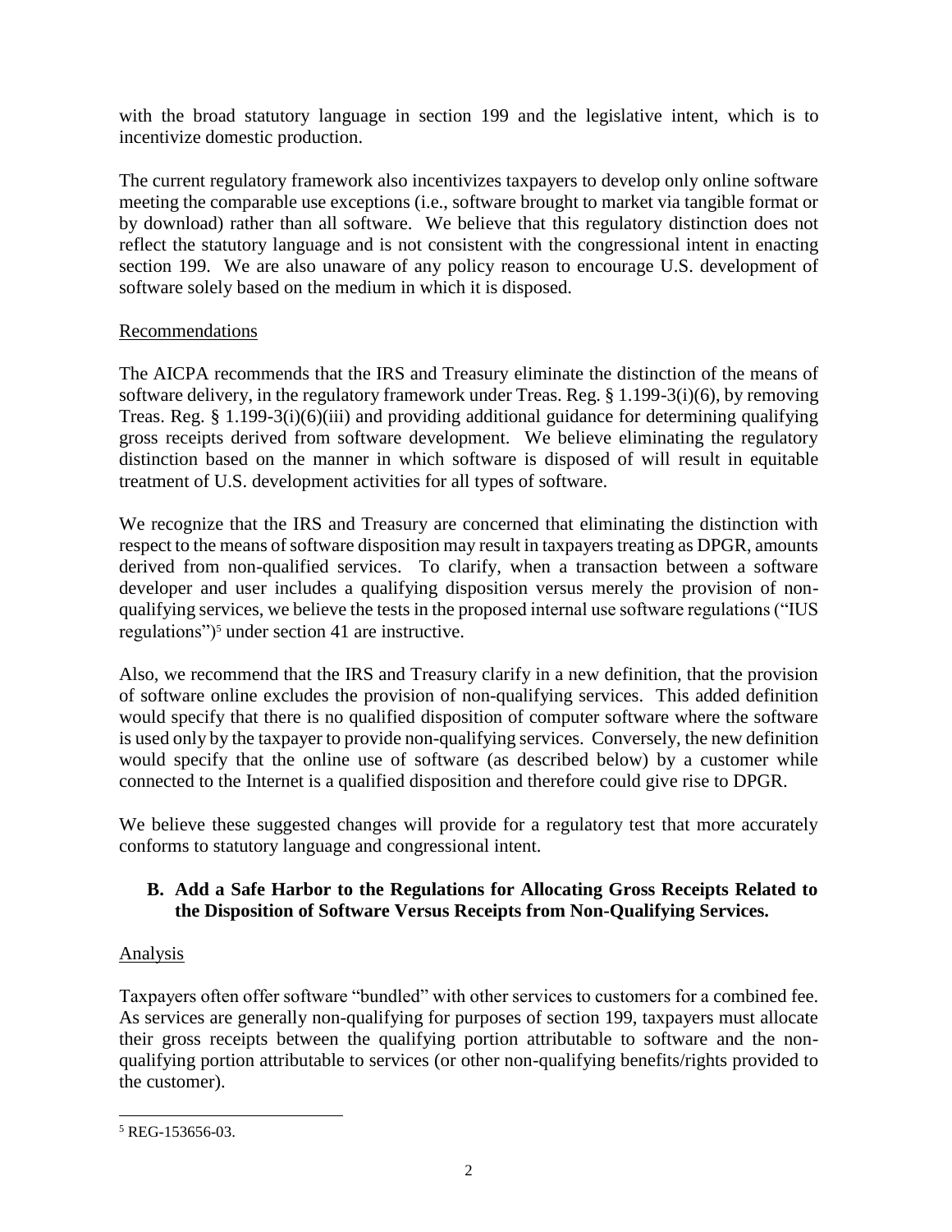with the broad statutory language in section 199 and the legislative intent, which is to incentivize domestic production.

The current regulatory framework also incentivizes taxpayers to develop only online software meeting the comparable use exceptions (i.e., software brought to market via tangible format or by download) rather than all software. We believe that this regulatory distinction does not reflect the statutory language and is not consistent with the congressional intent in enacting section 199. We are also unaware of any policy reason to encourage U.S. development of software solely based on the medium in which it is disposed.

Recommendations

The AICPA recommends that the IRS and Treasury eliminate the distinction of the means of software delivery, in the regulatory framework under Treas. Reg. § 1.199-3(i)(6), by removing Treas. Reg. § 1.199-3(i)(6)(iii) and providing additional guidance for determining qualifying gross receipts derived from software development. We believe eliminating the regulatory distinction based on the manner in which software is disposed of will result in equitable treatment of U.S. development activities for all types of software.

We recognize that the IRS and Treasury are concerned that eliminating the distinction with respect to the means of software disposition may result in taxpayers treating as DPGR, amounts derived from non-qualified services. To clarify, when a transaction between a software developer and user includes a qualifying disposition versus merely the provision of non-qualifying services, we believe the tests in the proposed internal use software regulations ("IUS regulations")[5] under section 41 are instructive.

Also, we recommend that the IRS and Treasury clarify in a new definition, that the provision of software online excludes the provision of non-qualifying services. This added definition would specify that there is no qualified disposition of computer software where the software is used only by the taxpayer to provide non-qualifying services. Conversely, the new definition would specify that the online use of software (as described below) by a customer while connected to the Internet is a qualified disposition and therefore could give rise to DPGR.

We believe these suggested changes will provide for a regulatory test that more accurately conforms to statutory language and congressional intent.

### B. Add a Safe Harbor to the Regulations for Allocating Gross Receipts Related to the Disposition of Software Versus Receipts from Non-Qualifying Services.

Analysis

Taxpayers often offer software "bundled" with other services to customers for a combined fee. As services are generally non-qualifying for purposes of section 199, taxpayers must allocate their gross receipts between the qualifying portion attributable to software and the non-qualifying portion attributable to services (or other non-qualifying benefits/rights provided to the customer).

[5] REG-153656-03.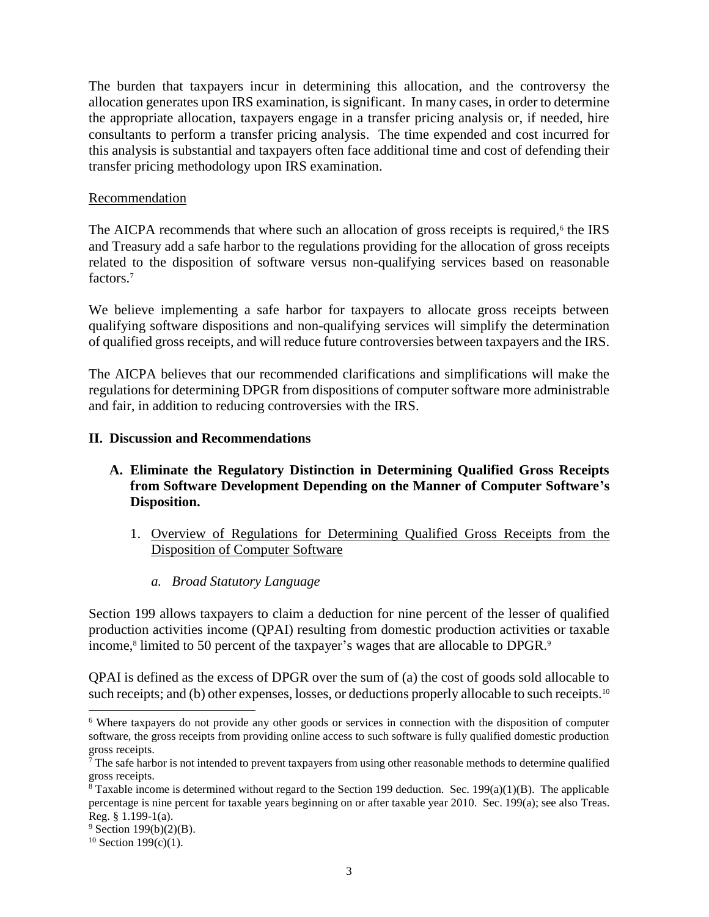The burden that taxpayers incur in determining this allocation, and the controversy the allocation generates upon IRS examination, is significant. In many cases, in order to determine the appropriate allocation, taxpayers engage in a transfer pricing analysis or, if needed, hire consultants to perform a transfer pricing analysis. The time expended and cost incurred for this analysis is substantial and taxpayers often face additional time and cost of defending their transfer pricing methodology upon IRS examination.

Recommendation

The AICPA recommends that where such an allocation of gross receipts is required,[6] the IRS and Treasury add a safe harbor to the regulations providing for the allocation of gross receipts related to the disposition of software versus non-qualifying services based on reasonable factors.[7]

We believe implementing a safe harbor for taxpayers to allocate gross receipts between qualifying software dispositions and non-qualifying services will simplify the determination of qualified gross receipts, and will reduce future controversies between taxpayers and the IRS.

The AICPA believes that our recommended clarifications and simplifications will make the regulations for determining DPGR from dispositions of computer software more administrable and fair, in addition to reducing controversies with the IRS.

## II. Discussion and Recommendations

### A. Eliminate the Regulatory Distinction in Determining Qualified Gross Receipts from Software Development Depending on the Manner of Computer Software's Disposition.

1. Overview of Regulations for Determining Qualified Gross Receipts from the Disposition of Computer Software

*a. Broad Statutory Language*

Section 199 allows taxpayers to claim a deduction for nine percent of the lesser of qualified production activities income (QPAI) resulting from domestic production activities or taxable income,[8] limited to 50 percent of the taxpayer's wages that are allocable to DPGR.[9]

QPAI is defined as the excess of DPGR over the sum of (a) the cost of goods sold allocable to such receipts; and (b) other expenses, losses, or deductions properly allocable to such receipts.[10]

---

[6] Where taxpayers do not provide any other goods or services in connection with the disposition of computer software, the gross receipts from providing online access to such software is fully qualified domestic production gross receipts.

[7] The safe harbor is not intended to prevent taxpayers from using other reasonable methods to determine qualified gross receipts.

[8] Taxable income is determined without regard to the Section 199 deduction. Sec. 199(a)(1)(B). The applicable percentage is nine percent for taxable years beginning on or after taxable year 2010. Sec. 199(a); see also Treas. Reg. § 1.199-1(a).

[9] Section 199(b)(2)(B).

[10] Section 199(c)(1).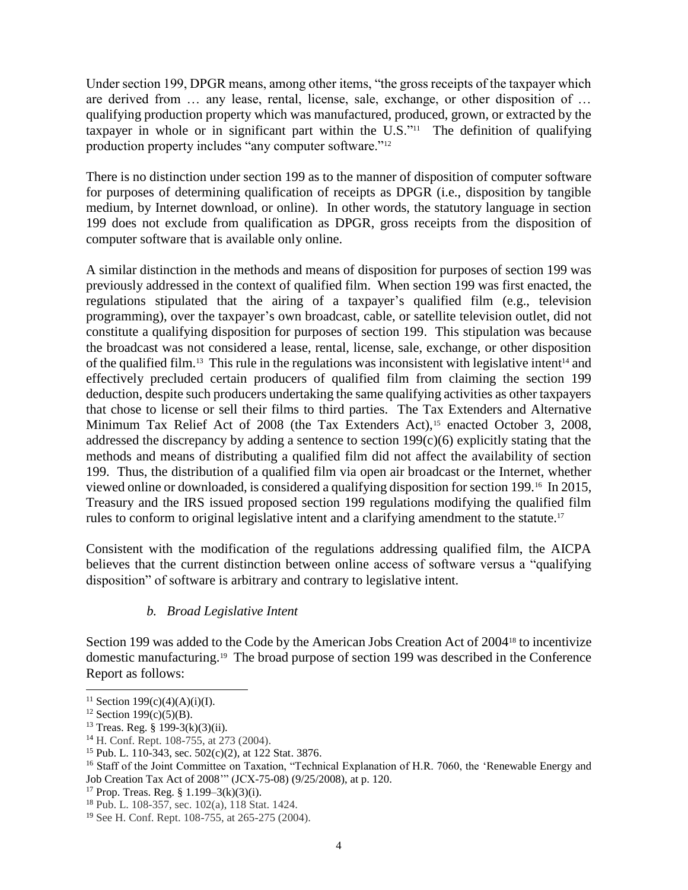Under section 199, DPGR means, among other items, "the gross receipts of the taxpayer which are derived from … any lease, rental, license, sale, exchange, or other disposition of … qualifying production property which was manufactured, produced, grown, or extracted by the taxpayer in whole or in significant part within the U.S."[11] The definition of qualifying production property includes "any computer software."[12]

There is no distinction under section 199 as to the manner of disposition of computer software for purposes of determining qualification of receipts as DPGR (i.e., disposition by tangible medium, by Internet download, or online). In other words, the statutory language in section 199 does not exclude from qualification as DPGR, gross receipts from the disposition of computer software that is available only online.

A similar distinction in the methods and means of disposition for purposes of section 199 was previously addressed in the context of qualified film. When section 199 was first enacted, the regulations stipulated that the airing of a taxpayer's qualified film (e.g., television programming), over the taxpayer's own broadcast, cable, or satellite television outlet, did not constitute a qualifying disposition for purposes of section 199. This stipulation was because the broadcast was not considered a lease, rental, license, sale, exchange, or other disposition of the qualified film.[13] This rule in the regulations was inconsistent with legislative intent[14] and effectively precluded certain producers of qualified film from claiming the section 199 deduction, despite such producers undertaking the same qualifying activities as other taxpayers that chose to license or sell their films to third parties. The Tax Extenders and Alternative Minimum Tax Relief Act of 2008 (the Tax Extenders Act),[15] enacted October 3, 2008, addressed the discrepancy by adding a sentence to section 199(c)(6) explicitly stating that the methods and means of distributing a qualified film did not affect the availability of section 199. Thus, the distribution of a qualified film via open air broadcast or the Internet, whether viewed online or downloaded, is considered a qualifying disposition for section 199.[16] In 2015, Treasury and the IRS issued proposed section 199 regulations modifying the qualified film rules to conform to original legislative intent and a clarifying amendment to the statute.[17]

Consistent with the modification of the regulations addressing qualified film, the AICPA believes that the current distinction between online access of software versus a "qualifying disposition" of software is arbitrary and contrary to legislative intent.

### *b. Broad Legislative Intent*

Section 199 was added to the Code by the American Jobs Creation Act of 2004[18] to incentivize domestic manufacturing.[19] The broad purpose of section 199 was described in the Conference Report as follows:

---

[11] Section 199(c)(4)(A)(i)(I).

[12] Section 199(c)(5)(B).

[13] Treas. Reg. § 199-3(k)(3)(ii).

[14] H. Conf. Rept. 108-755, at 273 (2004).

[15] Pub. L. 110-343, sec. 502(c)(2), at 122 Stat. 3876.

[16] Staff of the Joint Committee on Taxation, "Technical Explanation of H.R. 7060, the 'Renewable Energy and Job Creation Tax Act of 2008'" (JCX-75-08) (9/25/2008), at p. 120.

[17] Prop. Treas. Reg. § 1.199–3(k)(3)(i).

[18] Pub. L. 108-357, sec. 102(a), 118 Stat. 1424.

[19] See H. Conf. Rept. 108-755, at 265-275 (2004).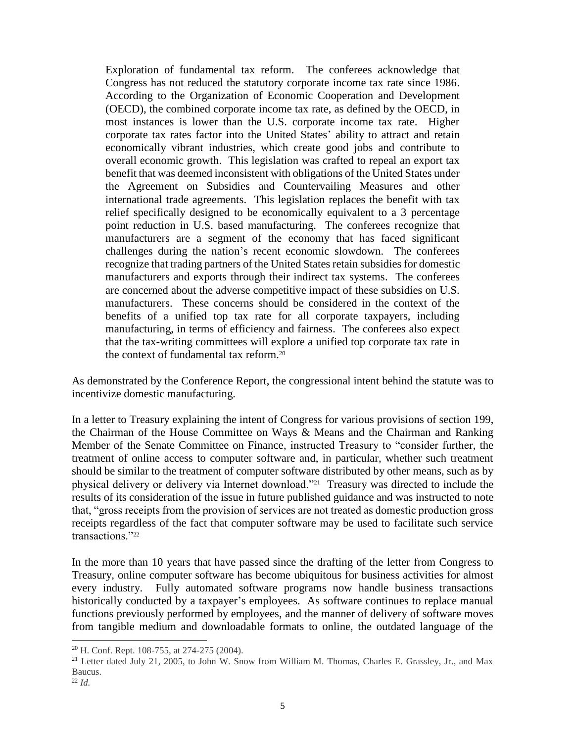> Exploration of fundamental tax reform. The conferees acknowledge that Congress has not reduced the statutory corporate income tax rate since 1986. According to the Organization of Economic Cooperation and Development (OECD), the combined corporate income tax rate, as defined by the OECD, in most instances is lower than the U.S. corporate income tax rate. Higher corporate tax rates factor into the United States' ability to attract and retain economically vibrant industries, which create good jobs and contribute to overall economic growth. This legislation was crafted to repeal an export tax benefit that was deemed inconsistent with obligations of the United States under the Agreement on Subsidies and Countervailing Measures and other international trade agreements. This legislation replaces the benefit with tax relief specifically designed to be economically equivalent to a 3 percentage point reduction in U.S. based manufacturing. The conferees recognize that manufacturers are a segment of the economy that has faced significant challenges during the nation's recent economic slowdown. The conferees recognize that trading partners of the United States retain subsidies for domestic manufacturers and exports through their indirect tax systems. The conferees are concerned about the adverse competitive impact of these subsidies on U.S. manufacturers. These concerns should be considered in the context of the benefits of a unified top tax rate for all corporate taxpayers, including manufacturing, in terms of efficiency and fairness. The conferees also expect that the tax-writing committees will explore a unified top corporate tax rate in the context of fundamental tax reform.[20]

As demonstrated by the Conference Report, the congressional intent behind the statute was to incentivize domestic manufacturing.

In a letter to Treasury explaining the intent of Congress for various provisions of section 199, the Chairman of the House Committee on Ways & Means and the Chairman and Ranking Member of the Senate Committee on Finance, instructed Treasury to "consider further, the treatment of online access to computer software and, in particular, whether such treatment should be similar to the treatment of computer software distributed by other means, such as by physical delivery or delivery via Internet download."[21] Treasury was directed to include the results of its consideration of the issue in future published guidance and was instructed to note that, "gross receipts from the provision of services are not treated as domestic production gross receipts regardless of the fact that computer software may be used to facilitate such service transactions."[22]

In the more than 10 years that have passed since the drafting of the letter from Congress to Treasury, online computer software has become ubiquitous for business activities for almost every industry. Fully automated software programs now handle business transactions historically conducted by a taxpayer's employees. As software continues to replace manual functions previously performed by employees, and the manner of delivery of software moves from tangible medium and downloadable formats to online, the outdated language of the

---

[20] H. Conf. Rept. 108-755, at 274-275 (2004).

[21] Letter dated July 21, 2005, to John W. Snow from William M. Thomas, Charles E. Grassley, Jr., and Max Baucus.

[22] *Id.*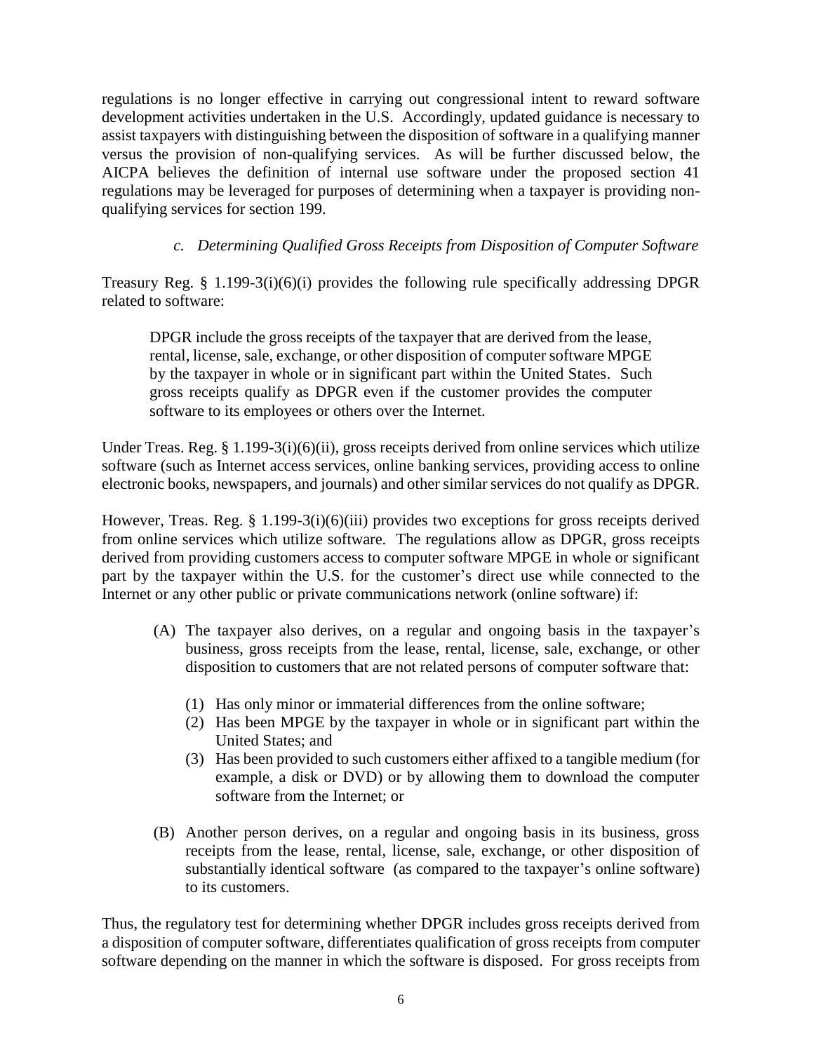regulations is no longer effective in carrying out congressional intent to reward software development activities undertaken in the U.S. Accordingly, updated guidance is necessary to assist taxpayers with distinguishing between the disposition of software in a qualifying manner versus the provision of non-qualifying services. As will be further discussed below, the AICPA believes the definition of internal use software under the proposed section 41 regulations may be leveraged for purposes of determining when a taxpayer is providing non-qualifying services for section 199.

*c. Determining Qualified Gross Receipts from Disposition of Computer Software*

Treasury Reg. § 1.199-3(i)(6)(i) provides the following rule specifically addressing DPGR related to software:

> DPGR include the gross receipts of the taxpayer that are derived from the lease, rental, license, sale, exchange, or other disposition of computer software MPGE by the taxpayer in whole or in significant part within the United States. Such gross receipts qualify as DPGR even if the customer provides the computer software to its employees or others over the Internet.

Under Treas. Reg. § 1.199-3(i)(6)(ii), gross receipts derived from online services which utilize software (such as Internet access services, online banking services, providing access to online electronic books, newspapers, and journals) and other similar services do not qualify as DPGR.

However, Treas. Reg. § 1.199-3(i)(6)(iii) provides two exceptions for gross receipts derived from online services which utilize software. The regulations allow as DPGR, gross receipts derived from providing customers access to computer software MPGE in whole or significant part by the taxpayer within the U.S. for the customer's direct use while connected to the Internet or any other public or private communications network (online software) if:

(A) The taxpayer also derives, on a regular and ongoing basis in the taxpayer's business, gross receipts from the lease, rental, license, sale, exchange, or other disposition to customers that are not related persons of computer software that:

   (1) Has only minor or immaterial differences from the online software;
   (2) Has been MPGE by the taxpayer in whole or in significant part within the United States; and
   (3) Has been provided to such customers either affixed to a tangible medium (for example, a disk or DVD) or by allowing them to download the computer software from the Internet; or

(B) Another person derives, on a regular and ongoing basis in its business, gross receipts from the lease, rental, license, sale, exchange, or other disposition of substantially identical software (as compared to the taxpayer's online software) to its customers.

Thus, the regulatory test for determining whether DPGR includes gross receipts derived from a disposition of computer software, differentiates qualification of gross receipts from computer software depending on the manner in which the software is disposed. For gross receipts from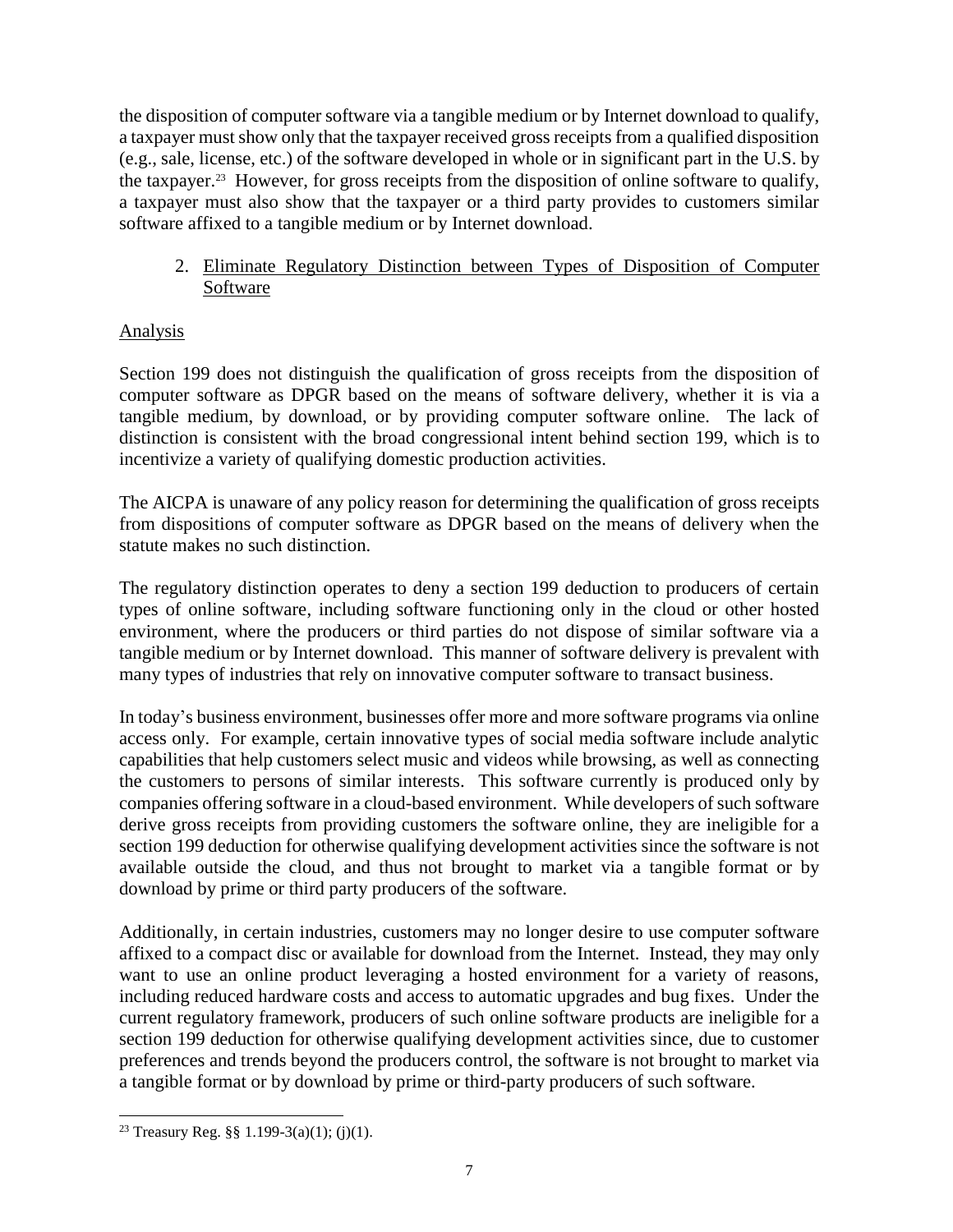the disposition of computer software via a tangible medium or by Internet download to qualify, a taxpayer must show only that the taxpayer received gross receipts from a qualified disposition (e.g., sale, license, etc.) of the software developed in whole or in significant part in the U.S. by the taxpayer.[23] However, for gross receipts from the disposition of online software to qualify, a taxpayer must also show that the taxpayer or a third party provides to customers similar software affixed to a tangible medium or by Internet download.

2. Eliminate Regulatory Distinction between Types of Disposition of Computer Software

Analysis

Section 199 does not distinguish the qualification of gross receipts from the disposition of computer software as DPGR based on the means of software delivery, whether it is via a tangible medium, by download, or by providing computer software online. The lack of distinction is consistent with the broad congressional intent behind section 199, which is to incentivize a variety of qualifying domestic production activities.

The AICPA is unaware of any policy reason for determining the qualification of gross receipts from dispositions of computer software as DPGR based on the means of delivery when the statute makes no such distinction.

The regulatory distinction operates to deny a section 199 deduction to producers of certain types of online software, including software functioning only in the cloud or other hosted environment, where the producers or third parties do not dispose of similar software via a tangible medium or by Internet download. This manner of software delivery is prevalent with many types of industries that rely on innovative computer software to transact business.

In today's business environment, businesses offer more and more software programs via online access only. For example, certain innovative types of social media software include analytic capabilities that help customers select music and videos while browsing, as well as connecting the customers to persons of similar interests. This software currently is produced only by companies offering software in a cloud-based environment. While developers of such software derive gross receipts from providing customers the software online, they are ineligible for a section 199 deduction for otherwise qualifying development activities since the software is not available outside the cloud, and thus not brought to market via a tangible format or by download by prime or third party producers of the software.

Additionally, in certain industries, customers may no longer desire to use computer software affixed to a compact disc or available for download from the Internet. Instead, they may only want to use an online product leveraging a hosted environment for a variety of reasons, including reduced hardware costs and access to automatic upgrades and bug fixes. Under the current regulatory framework, producers of such online software products are ineligible for a section 199 deduction for otherwise qualifying development activities since, due to customer preferences and trends beyond the producers control, the software is not brought to market via a tangible format or by download by prime or third-party producers of such software.

[23] Treasury Reg. §§ 1.199-3(a)(1); (j)(1).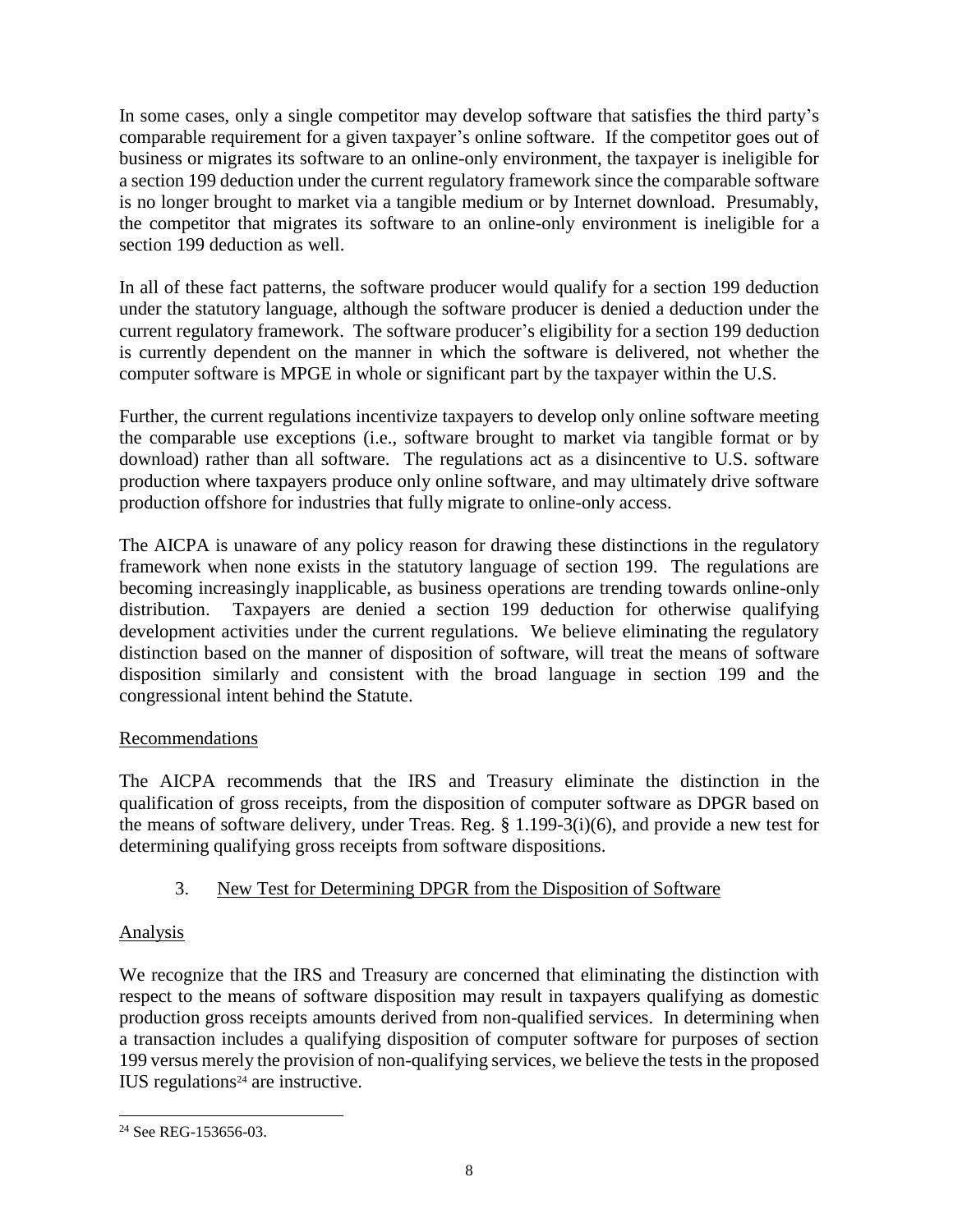In some cases, only a single competitor may develop software that satisfies the third party's comparable requirement for a given taxpayer's online software. If the competitor goes out of business or migrates its software to an online-only environment, the taxpayer is ineligible for a section 199 deduction under the current regulatory framework since the comparable software is no longer brought to market via a tangible medium or by Internet download. Presumably, the competitor that migrates its software to an online-only environment is ineligible for a section 199 deduction as well.

In all of these fact patterns, the software producer would qualify for a section 199 deduction under the statutory language, although the software producer is denied a deduction under the current regulatory framework. The software producer's eligibility for a section 199 deduction is currently dependent on the manner in which the software is delivered, not whether the computer software is MPGE in whole or significant part by the taxpayer within the U.S.

Further, the current regulations incentivize taxpayers to develop only online software meeting the comparable use exceptions (i.e., software brought to market via tangible format or by download) rather than all software. The regulations act as a disincentive to U.S. software production where taxpayers produce only online software, and may ultimately drive software production offshore for industries that fully migrate to online-only access.

The AICPA is unaware of any policy reason for drawing these distinctions in the regulatory framework when none exists in the statutory language of section 199. The regulations are becoming increasingly inapplicable, as business operations are trending towards online-only distribution. Taxpayers are denied a section 199 deduction for otherwise qualifying development activities under the current regulations. We believe eliminating the regulatory distinction based on the manner of disposition of software, will treat the means of software disposition similarly and consistent with the broad language in section 199 and the congressional intent behind the Statute.

Recommendations

The AICPA recommends that the IRS and Treasury eliminate the distinction in the qualification of gross receipts, from the disposition of computer software as DPGR based on the means of software delivery, under Treas. Reg. § 1.199-3(i)(6), and provide a new test for determining qualifying gross receipts from software dispositions.

3. New Test for Determining DPGR from the Disposition of Software

Analysis

We recognize that the IRS and Treasury are concerned that eliminating the distinction with respect to the means of software disposition may result in taxpayers qualifying as domestic production gross receipts amounts derived from non-qualified services. In determining when a transaction includes a qualifying disposition of computer software for purposes of section 199 versus merely the provision of non-qualifying services, we believe the tests in the proposed IUS regulations[24] are instructive.

[24] See REG-153656-03.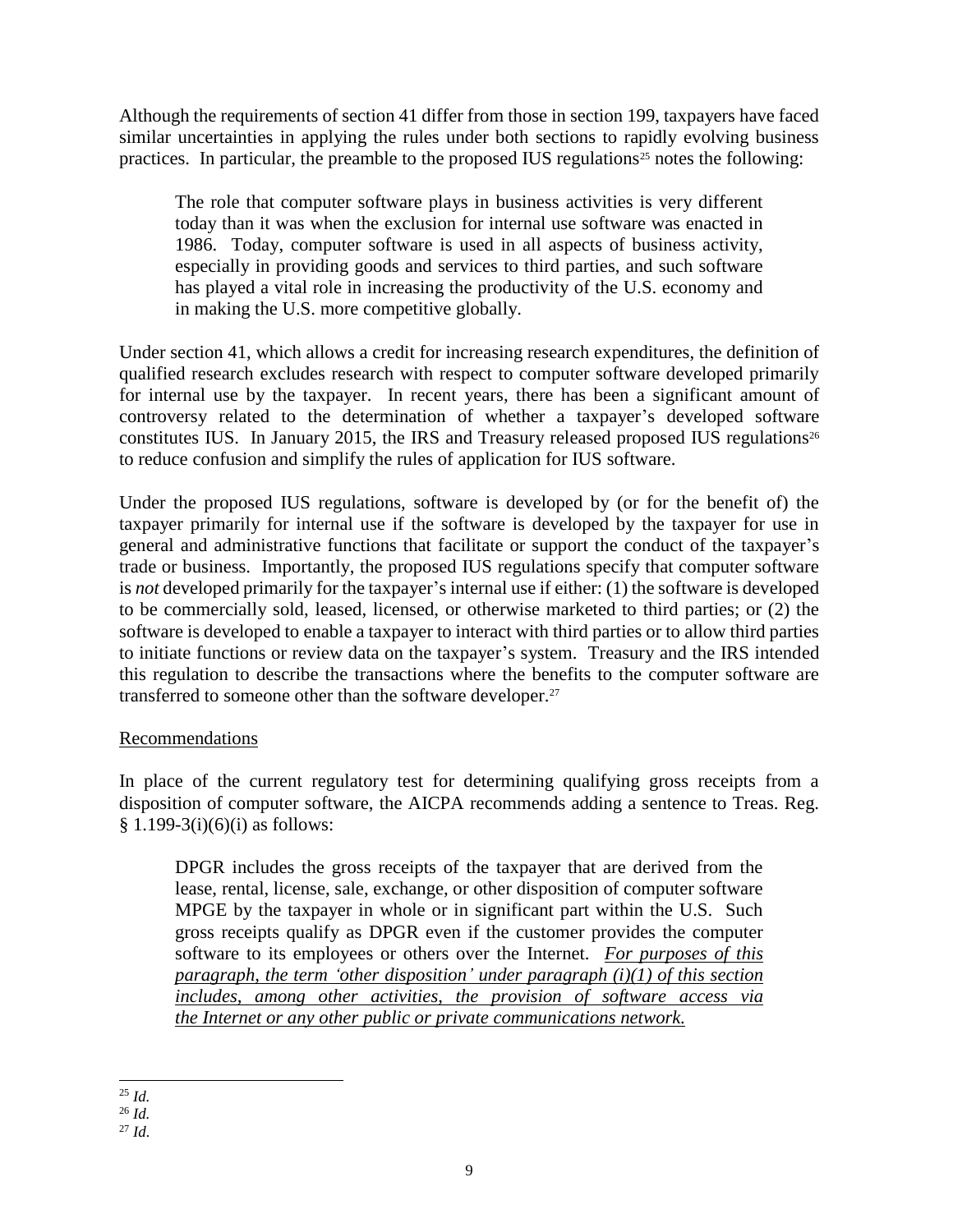Although the requirements of section 41 differ from those in section 199, taxpayers have faced similar uncertainties in applying the rules under both sections to rapidly evolving business practices. In particular, the preamble to the proposed IUS regulations[25] notes the following:

> The role that computer software plays in business activities is very different today than it was when the exclusion for internal use software was enacted in 1986. Today, computer software is used in all aspects of business activity, especially in providing goods and services to third parties, and such software has played a vital role in increasing the productivity of the U.S. economy and in making the U.S. more competitive globally.

Under section 41, which allows a credit for increasing research expenditures, the definition of qualified research excludes research with respect to computer software developed primarily for internal use by the taxpayer. In recent years, there has been a significant amount of controversy related to the determination of whether a taxpayer's developed software constitutes IUS. In January 2015, the IRS and Treasury released proposed IUS regulations[26] to reduce confusion and simplify the rules of application for IUS software.

Under the proposed IUS regulations, software is developed by (or for the benefit of) the taxpayer primarily for internal use if the software is developed by the taxpayer for use in general and administrative functions that facilitate or support the conduct of the taxpayer's trade or business. Importantly, the proposed IUS regulations specify that computer software is *not* developed primarily for the taxpayer's internal use if either: (1) the software is developed to be commercially sold, leased, licensed, or otherwise marketed to third parties; or (2) the software is developed to enable a taxpayer to interact with third parties or to allow third parties to initiate functions or review data on the taxpayer's system. Treasury and the IRS intended this regulation to describe the transactions where the benefits to the computer software are transferred to someone other than the software developer.[27]

Recommendations

In place of the current regulatory test for determining qualifying gross receipts from a disposition of computer software, the AICPA recommends adding a sentence to Treas. Reg. § 1.199-3(i)(6)(i) as follows:

> DPGR includes the gross receipts of the taxpayer that are derived from the lease, rental, license, sale, exchange, or other disposition of computer software MPGE by the taxpayer in whole or in significant part within the U.S. Such gross receipts qualify as DPGR even if the customer provides the computer software to its employees or others over the Internet. *For purposes of this paragraph, the term 'other disposition' under paragraph (i)(1) of this section includes, among other activities, the provision of software access via the Internet or any other public or private communications network.*

---

[25] *Id.*

[26] *Id.*

[27] *Id.*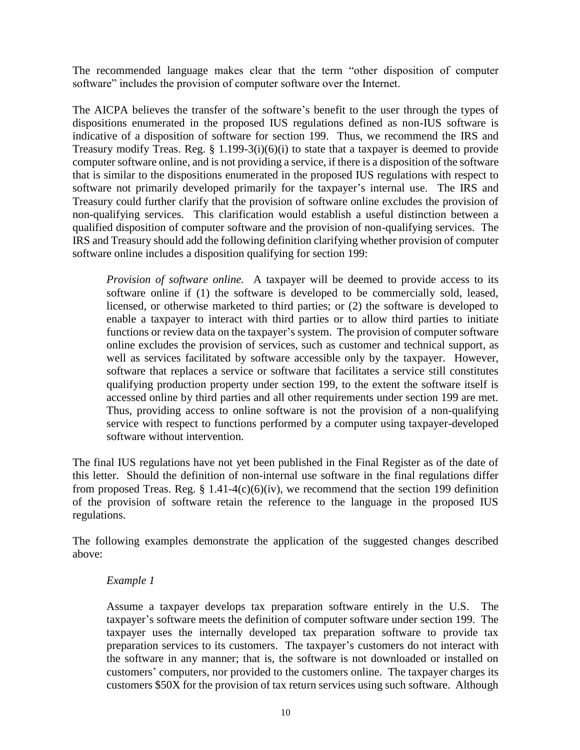The recommended language makes clear that the term "other disposition of computer software" includes the provision of computer software over the Internet.

The AICPA believes the transfer of the software's benefit to the user through the types of dispositions enumerated in the proposed IUS regulations defined as non-IUS software is indicative of a disposition of software for section 199. Thus, we recommend the IRS and Treasury modify Treas. Reg. § 1.199-3(i)(6)(i) to state that a taxpayer is deemed to provide computer software online, and is not providing a service, if there is a disposition of the software that is similar to the dispositions enumerated in the proposed IUS regulations with respect to software not primarily developed primarily for the taxpayer's internal use. The IRS and Treasury could further clarify that the provision of software online excludes the provision of non-qualifying services. This clarification would establish a useful distinction between a qualified disposition of computer software and the provision of non-qualifying services. The IRS and Treasury should add the following definition clarifying whether provision of computer software online includes a disposition qualifying for section 199:

> *Provision of software online.* A taxpayer will be deemed to provide access to its software online if (1) the software is developed to be commercially sold, leased, licensed, or otherwise marketed to third parties; or (2) the software is developed to enable a taxpayer to interact with third parties or to allow third parties to initiate functions or review data on the taxpayer's system. The provision of computer software online excludes the provision of services, such as customer and technical support, as well as services facilitated by software accessible only by the taxpayer. However, software that replaces a service or software that facilitates a service still constitutes qualifying production property under section 199, to the extent the software itself is accessed online by third parties and all other requirements under section 199 are met. Thus, providing access to online software is not the provision of a non-qualifying service with respect to functions performed by a computer using taxpayer-developed software without intervention.

The final IUS regulations have not yet been published in the Final Register as of the date of this letter. Should the definition of non-internal use software in the final regulations differ from proposed Treas. Reg. § 1.41-4(c)(6)(iv), we recommend that the section 199 definition of the provision of software retain the reference to the language in the proposed IUS regulations.

The following examples demonstrate the application of the suggested changes described above:

> *Example 1*
>
> Assume a taxpayer develops tax preparation software entirely in the U.S. The taxpayer's software meets the definition of computer software under section 199. The taxpayer uses the internally developed tax preparation software to provide tax preparation services to its customers. The taxpayer's customers do not interact with the software in any manner; that is, the software is not downloaded or installed on customers' computers, nor provided to the customers online. The taxpayer charges its customers \$50X for the provision of tax return services using such software. Although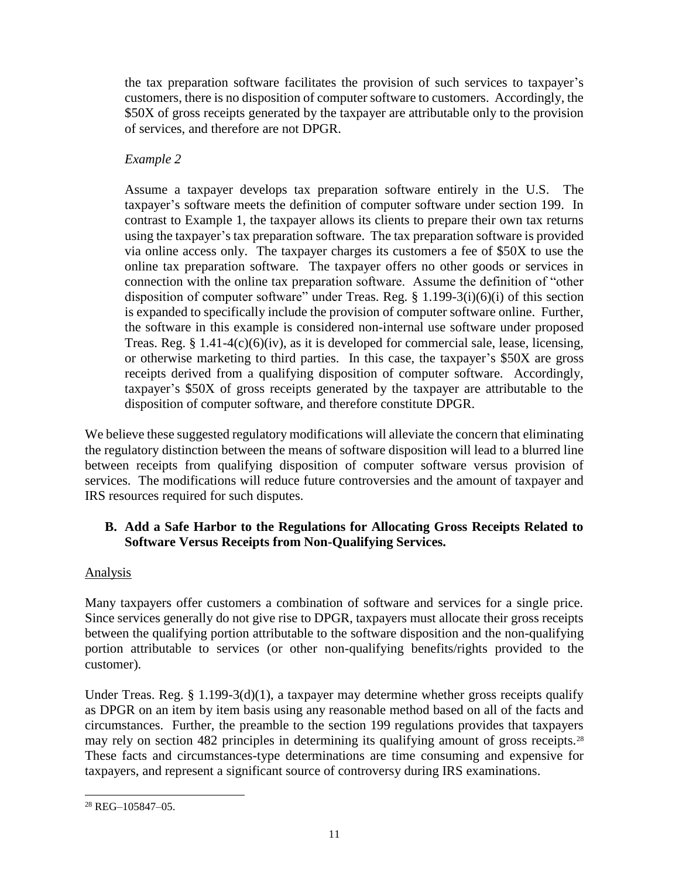the tax preparation software facilitates the provision of such services to taxpayer's customers, there is no disposition of computer software to customers. Accordingly, the \$50X of gross receipts generated by the taxpayer are attributable only to the provision of services, and therefore are not DPGR.

*Example 2*

Assume a taxpayer develops tax preparation software entirely in the U.S. The taxpayer's software meets the definition of computer software under section 199. In contrast to Example 1, the taxpayer allows its clients to prepare their own tax returns using the taxpayer's tax preparation software. The tax preparation software is provided via online access only. The taxpayer charges its customers a fee of \$50X to use the online tax preparation software. The taxpayer offers no other goods or services in connection with the online tax preparation software. Assume the definition of "other disposition of computer software" under Treas. Reg. § 1.199-3(i)(6)(i) of this section is expanded to specifically include the provision of computer software online. Further, the software in this example is considered non-internal use software under proposed Treas. Reg. § 1.41-4(c)(6)(iv), as it is developed for commercial sale, lease, licensing, or otherwise marketing to third parties. In this case, the taxpayer's \$50X are gross receipts derived from a qualifying disposition of computer software. Accordingly, taxpayer's \$50X of gross receipts generated by the taxpayer are attributable to the disposition of computer software, and therefore constitute DPGR.

We believe these suggested regulatory modifications will alleviate the concern that eliminating the regulatory distinction between the means of software disposition will lead to a blurred line between receipts from qualifying disposition of computer software versus provision of services. The modifications will reduce future controversies and the amount of taxpayer and IRS resources required for such disputes.

### B. Add a Safe Harbor to the Regulations for Allocating Gross Receipts Related to Software Versus Receipts from Non-Qualifying Services.

Analysis

Many taxpayers offer customers a combination of software and services for a single price. Since services generally do not give rise to DPGR, taxpayers must allocate their gross receipts between the qualifying portion attributable to the software disposition and the non-qualifying portion attributable to services (or other non-qualifying benefits/rights provided to the customer).

Under Treas. Reg. § 1.199-3(d)(1), a taxpayer may determine whether gross receipts qualify as DPGR on an item by item basis using any reasonable method based on all of the facts and circumstances. Further, the preamble to the section 199 regulations provides that taxpayers may rely on section 482 principles in determining its qualifying amount of gross receipts.[28] These facts and circumstances-type determinations are time consuming and expensive for taxpayers, and represent a significant source of controversy during IRS examinations.

[28] REG–105847–05.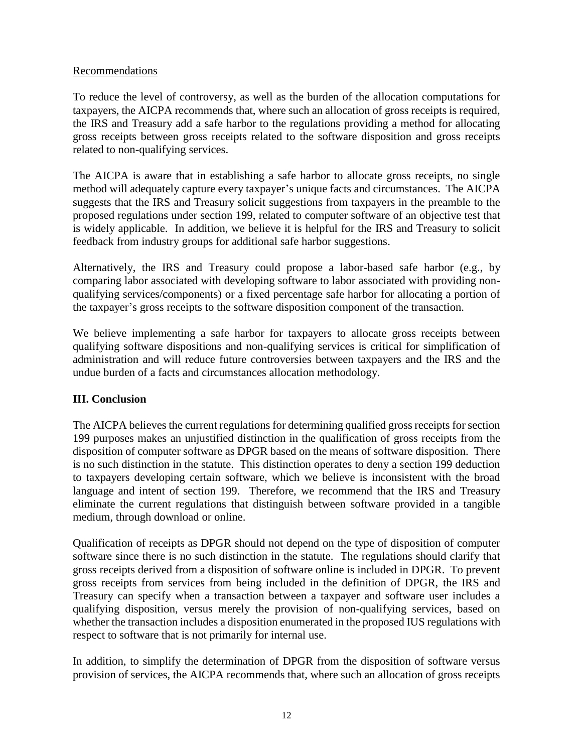Recommendations

To reduce the level of controversy, as well as the burden of the allocation computations for taxpayers, the AICPA recommends that, where such an allocation of gross receipts is required, the IRS and Treasury add a safe harbor to the regulations providing a method for allocating gross receipts between gross receipts related to the software disposition and gross receipts related to non-qualifying services.

The AICPA is aware that in establishing a safe harbor to allocate gross receipts, no single method will adequately capture every taxpayer's unique facts and circumstances. The AICPA suggests that the IRS and Treasury solicit suggestions from taxpayers in the preamble to the proposed regulations under section 199, related to computer software of an objective test that is widely applicable. In addition, we believe it is helpful for the IRS and Treasury to solicit feedback from industry groups for additional safe harbor suggestions.

Alternatively, the IRS and Treasury could propose a labor-based safe harbor (e.g., by comparing labor associated with developing software to labor associated with providing non-qualifying services/components) or a fixed percentage safe harbor for allocating a portion of the taxpayer's gross receipts to the software disposition component of the transaction.

We believe implementing a safe harbor for taxpayers to allocate gross receipts between qualifying software dispositions and non-qualifying services is critical for simplification of administration and will reduce future controversies between taxpayers and the IRS and the undue burden of a facts and circumstances allocation methodology.

## III. Conclusion

The AICPA believes the current regulations for determining qualified gross receipts for section 199 purposes makes an unjustified distinction in the qualification of gross receipts from the disposition of computer software as DPGR based on the means of software disposition. There is no such distinction in the statute. This distinction operates to deny a section 199 deduction to taxpayers developing certain software, which we believe is inconsistent with the broad language and intent of section 199. Therefore, we recommend that the IRS and Treasury eliminate the current regulations that distinguish between software provided in a tangible medium, through download or online.

Qualification of receipts as DPGR should not depend on the type of disposition of computer software since there is no such distinction in the statute. The regulations should clarify that gross receipts derived from a disposition of software online is included in DPGR. To prevent gross receipts from services from being included in the definition of DPGR, the IRS and Treasury can specify when a transaction between a taxpayer and software user includes a qualifying disposition, versus merely the provision of non-qualifying services, based on whether the transaction includes a disposition enumerated in the proposed IUS regulations with respect to software that is not primarily for internal use.

In addition, to simplify the determination of DPGR from the disposition of software versus provision of services, the AICPA recommends that, where such an allocation of gross receipts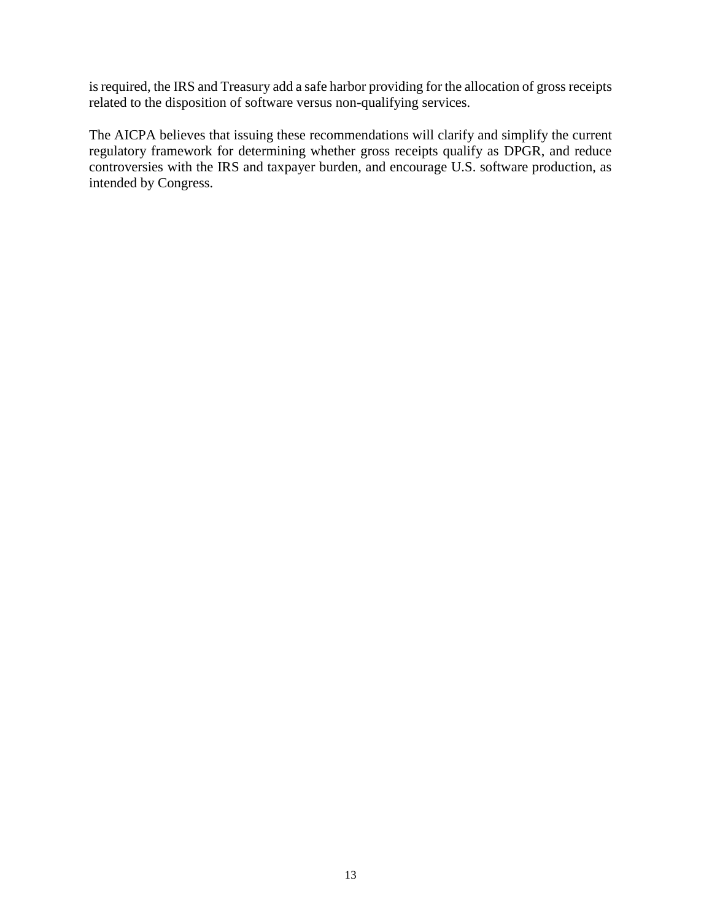is required, the IRS and Treasury add a safe harbor providing for the allocation of gross receipts related to the disposition of software versus non-qualifying services.

The AICPA believes that issuing these recommendations will clarify and simplify the current regulatory framework for determining whether gross receipts qualify as DPGR, and reduce controversies with the IRS and taxpayer burden, and encourage U.S. software production, as intended by Congress.